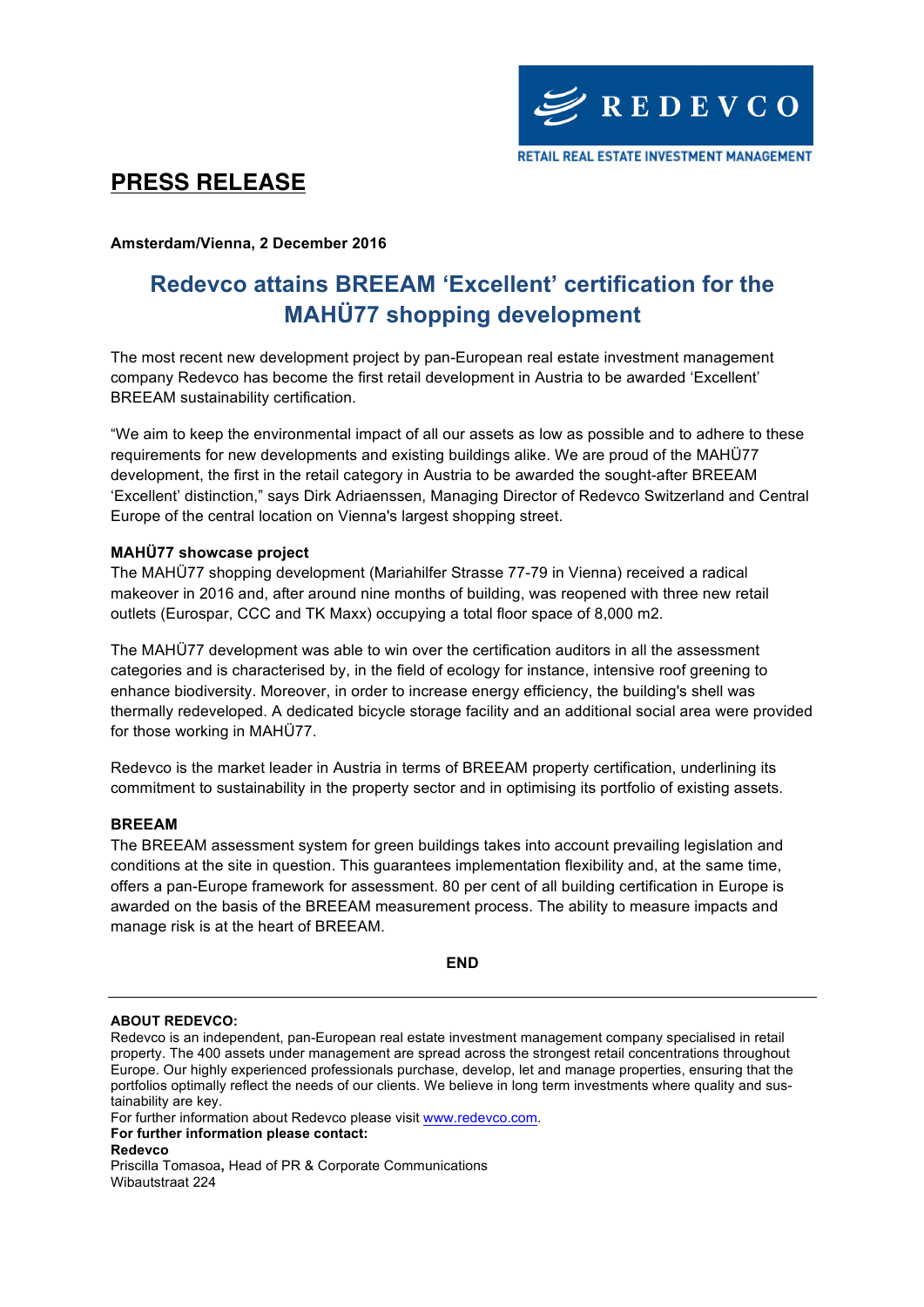REDEVCO

RETAIL REAL ESTATE INVESTMENT MANAGEMENT

# PRESS RELEASE

**Amsterdam/Vienna, 2 December 2016**

## Redevco attains BREEAM 'Excellent' certification for the MAHÜ77 shopping development

The most recent new development project by pan-European real estate investment management company Redevco has become the first retail development in Austria to be awarded 'Excellent' BREEAM sustainability certification.

"We aim to keep the environmental impact of all our assets as low as possible and to adhere to these requirements for new developments and existing buildings alike. We are proud of the MAHÜ77 development, the first in the retail category in Austria to be awarded the sought-after BREEAM 'Excellent' distinction," says Dirk Adriaenssen, Managing Director of Redevco Switzerland and Central Europe of the central location on Vienna's largest shopping street.

**MAHÜ77 showcase project**

The MAHÜ77 shopping development (Mariahilfer Strasse 77-79 in Vienna) received a radical makeover in 2016 and, after around nine months of building, was reopened with three new retail outlets (Eurospar, CCC and TK Maxx) occupying a total floor space of 8,000 m2.

The MAHÜ77 development was able to win over the certification auditors in all the assessment categories and is characterised by, in the field of ecology for instance, intensive roof greening to enhance biodiversity. Moreover, in order to increase energy efficiency, the building's shell was thermally redeveloped. A dedicated bicycle storage facility and an additional social area were provided for those working in MAHÜ77.

Redevco is the market leader in Austria in terms of BREEAM property certification, underlining its commitment to sustainability in the property sector and in optimising its portfolio of existing assets.

**BREEAM**

The BREEAM assessment system for green buildings takes into account prevailing legislation and conditions at the site in question. This guarantees implementation flexibility and, at the same time, offers a pan-Europe framework for assessment. 80 per cent of all building certification in Europe is awarded on the basis of the BREEAM measurement process. The ability to measure impacts and manage risk is at the heart of BREEAM.

**END**

---

**ABOUT REDEVCO:**

Redevco is an independent, pan-European real estate investment management company specialised in retail property. The 400 assets under management are spread across the strongest retail concentrations throughout Europe. Our highly experienced professionals purchase, develop, let and manage properties, ensuring that the portfolios optimally reflect the needs of our clients. We believe in long term investments where quality and sustainability are key.

For further information about Redevco please visit www.redevco.com.

**For further information please contact:**

**Redevco**

Priscilla Tomasoa, Head of PR & Corporate Communications

Wibautstraat 224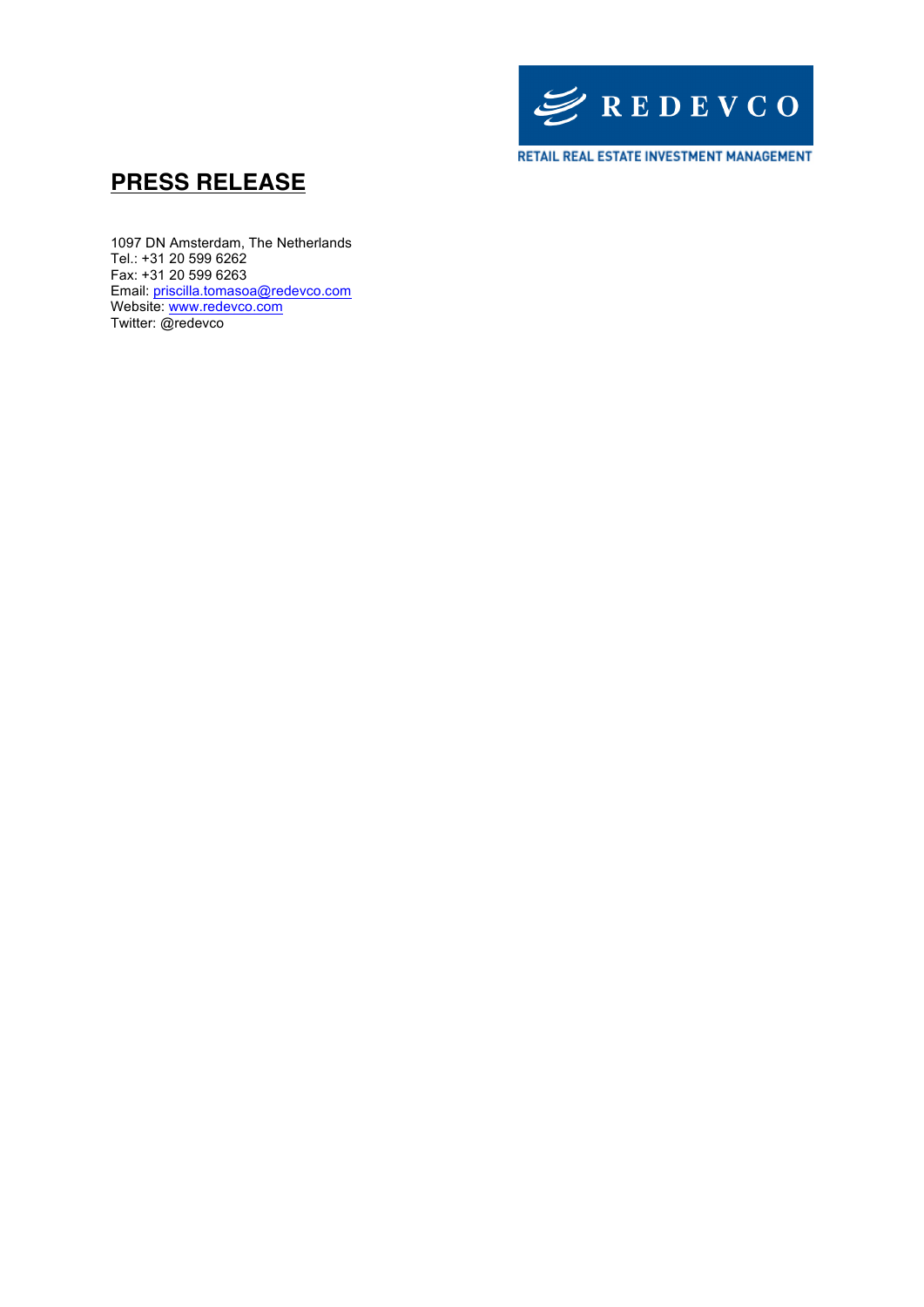REDEVCO

RETAIL REAL ESTATE INVESTMENT MANAGEMENT

## PRESS RELEASE

1097 DN Amsterdam, The Netherlands
Tel.: +31 20 599 6262
Fax: +31 20 599 6263
Email: priscilla.tomasoa@redevco.com
Website: www.redevco.com
Twitter: @redevco